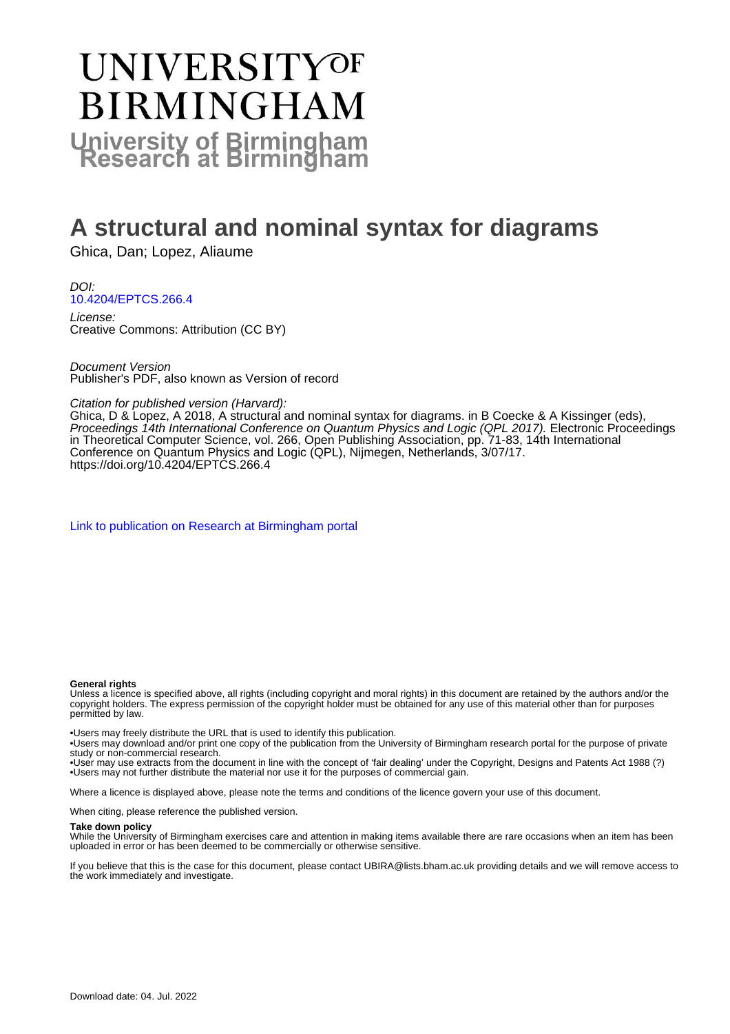# UNIVERSITY OF BIRMINGHAM

## University of Birmingham Research at Birmingham

# A structural and nominal syntax for diagrams

Ghica, Dan; Lopez, Aliaume

*DOI:*
10.4204/EPTCS.266.4

*License:*
Creative Commons: Attribution (CC BY)

*Document Version*
Publisher's PDF, also known as Version of record

*Citation for published version (Harvard):*
Ghica, D & Lopez, A 2018, A structural and nominal syntax for diagrams. in B Coecke & A Kissinger (eds), *Proceedings 14th International Conference on Quantum Physics and Logic (QPL 2017).* Electronic Proceedings in Theoretical Computer Science, vol. 266, Open Publishing Association, pp. 71-83, 14th International Conference on Quantum Physics and Logic (QPL), Nijmegen, Netherlands, 3/07/17. https://doi.org/10.4204/EPTCS.266.4

Link to publication on Research at Birmingham portal

**General rights**
Unless a licence is specified above, all rights (including copyright and moral rights) in this document are retained by the authors and/or the copyright holders. The express permission of the copyright holder must be obtained for any use of this material other than for purposes permitted by law.

•Users may freely distribute the URL that is used to identify this publication.
•Users may download and/or print one copy of the publication from the University of Birmingham research portal for the purpose of private study or non-commercial research.
•User may use extracts from the document in line with the concept of 'fair dealing' under the Copyright, Designs and Patents Act 1988 (?)
•Users may not further distribute the material nor use it for the purposes of commercial gain.

Where a licence is displayed above, please note the terms and conditions of the licence govern your use of this document.

When citing, please reference the published version.

**Take down policy**
While the University of Birmingham exercises care and attention in making items available there are rare occasions when an item has been uploaded in error or has been deemed to be commercially or otherwise sensitive.

If you believe that this is the case for this document, please contact UBIRA@lists.bham.ac.uk providing details and we will remove access to the work immediately and investigate.

Download date: 04. Jul. 2022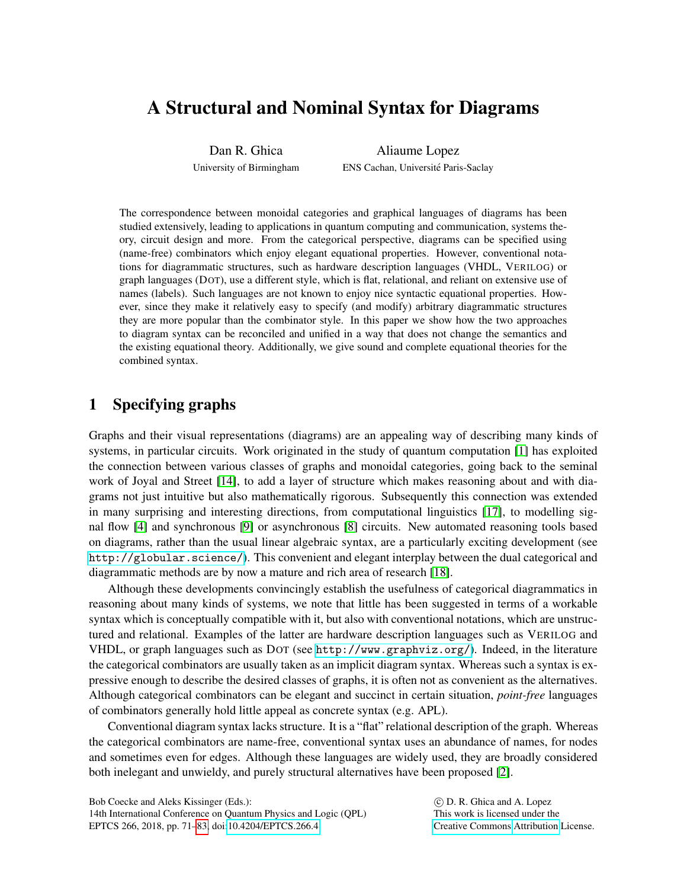# A Structural and Nominal Syntax for Diagrams

Dan R. Ghica
University of Birmingham

Aliaume Lopez
ENS Cachan, Université Paris-Saclay

The correspondence between monoidal categories and graphical languages of diagrams has been studied extensively, leading to applications in quantum computing and communication, systems theory, circuit design and more. From the categorical perspective, diagrams can be specified using (name-free) combinators which enjoy elegant equational properties. However, conventional notations for diagrammatic structures, such as hardware description languages (VHDL, VERILOG) or graph languages (DOT), use a different style, which is flat, relational, and reliant on extensive use of names (labels). Such languages are not known to enjoy nice syntactic equational properties. However, since they make it relatively easy to specify (and modify) arbitrary diagrammatic structures they are more popular than the combinator style. In this paper we show how the two approaches to diagram syntax can be reconciled and unified in a way that does not change the semantics and the existing equational theory. Additionally, we give sound and complete equational theories for the combined syntax.

## 1 Specifying graphs

Graphs and their visual representations (diagrams) are an appealing way of describing many kinds of systems, in particular circuits. Work originated in the study of quantum computation [1] has exploited the connection between various classes of graphs and monoidal categories, going back to the seminal work of Joyal and Street [14], to add a layer of structure which makes reasoning about and with diagrams not just intuitive but also mathematically rigorous. Subsequently this connection was extended in many surprising and interesting directions, from computational linguistics [17], to modelling signal flow [4] and synchronous [9] or asynchronous [8] circuits. New automated reasoning tools based on diagrams, rather than the usual linear algebraic syntax, are a particularly exciting development (see `http://globular.science/`). This convenient and elegant interplay between the dual categorical and diagrammatic methods are by now a mature and rich area of research [18].

Although these developments convincingly establish the usefulness of categorical diagrammatics in reasoning about many kinds of systems, we note that little has been suggested in terms of a workable syntax which is conceptually compatible with it, but also with conventional notations, which are unstructured and relational. Examples of the latter are hardware description languages such as VERILOG and VHDL, or graph languages such as DOT (see `http://www.graphviz.org/`). Indeed, in the literature the categorical combinators are usually taken as an implicit diagram syntax. Whereas such a syntax is expressive enough to describe the desired classes of graphs, it is often not as convenient as the alternatives. Although categorical combinators can be elegant and succinct in certain situation, *point-free* languages of combinators generally hold little appeal as concrete syntax (e.g. APL).

Conventional diagram syntax lacks structure. It is a "flat" relational description of the graph. Whereas the categorical combinators are name-free, conventional syntax uses an abundance of names, for nodes and sometimes even for edges. Although these languages are widely used, they are broadly considered both inelegant and unwieldy, and purely structural alternatives have been proposed [2].

Bob Coecke and Aleks Kissinger (Eds.):
14th International Conference on Quantum Physics and Logic (QPL)
EPTCS 266, 2018, pp. 71–83, doi:10.4204/EPTCS.266.4

© D. R. Ghica and A. Lopez
This work is licensed under the Creative Commons Attribution License.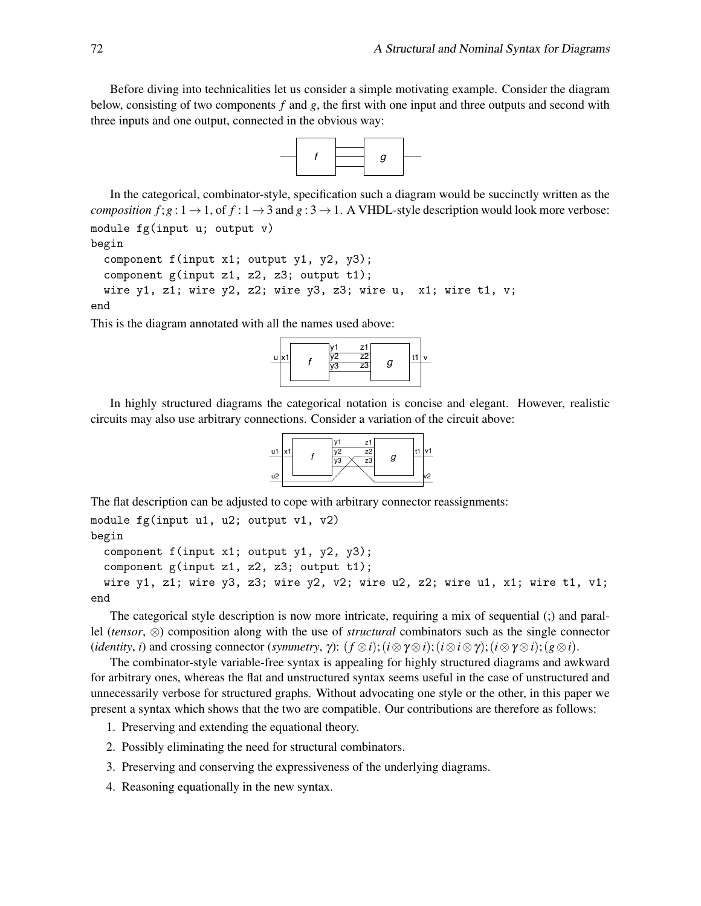Before diving into technicalities let us consider a simple motivating example. Consider the diagram below, consisting of two components $f$ and $g$, the first with one input and three outputs and second with three inputs and one output, connected in the obvious way:

In the categorical, combinator-style, specification such a diagram would be succinctly written as the *composition* $f;g : 1 \to 1$, of $f : 1 \to 3$ and $g : 3 \to 1$. A VHDL-style description would look more verbose:

```
module fg(input u; output v)
begin
  component f(input x1; output y1, y2, y3);
  component g(input z1, z2, z3; output t1);
  wire y1, z1; wire y2, z2; wire y3, z3; wire u,  x1; wire t1, v;
end
```

This is the diagram annotated with all the names used above:

In highly structured diagrams the categorical notation is concise and elegant. However, realistic circuits may also use arbitrary connections. Consider a variation of the circuit above:

The flat description can be adjusted to cope with arbitrary connector reassignments:

```
module fg(input u1, u2; output v1, v2)
begin
  component f(input x1; output y1, y2, y3);
  component g(input z1, z2, z3; output t1);
  wire y1, z1; wire y3, z3; wire y2, v2; wire u2, z2; wire u1, x1; wire t1, v1;
end
```

The categorical style description is now more intricate, requiring a mix of sequential (;) and parallel (*tensor*, $\otimes$) composition along with the use of *structural* combinators such as the single connector (*identity*, $i$) and crossing connector (*symmetry*, $\gamma$): $(f \otimes i);(i \otimes \gamma \otimes i);(i \otimes i \otimes \gamma);(i \otimes \gamma \otimes i);(g \otimes i)$.

The combinator-style variable-free syntax is appealing for highly structured diagrams and awkward for arbitrary ones, whereas the flat and unstructured syntax seems useful in the case of unstructured and unnecessarily verbose for structured graphs. Without advocating one style or the other, in this paper we present a syntax which shows that the two are compatible. Our contributions are therefore as follows:

1. Preserving and extending the equational theory.
2. Possibly eliminating the need for structural combinators.
3. Preserving and conserving the expressiveness of the underlying diagrams.
4. Reasoning equationally in the new syntax.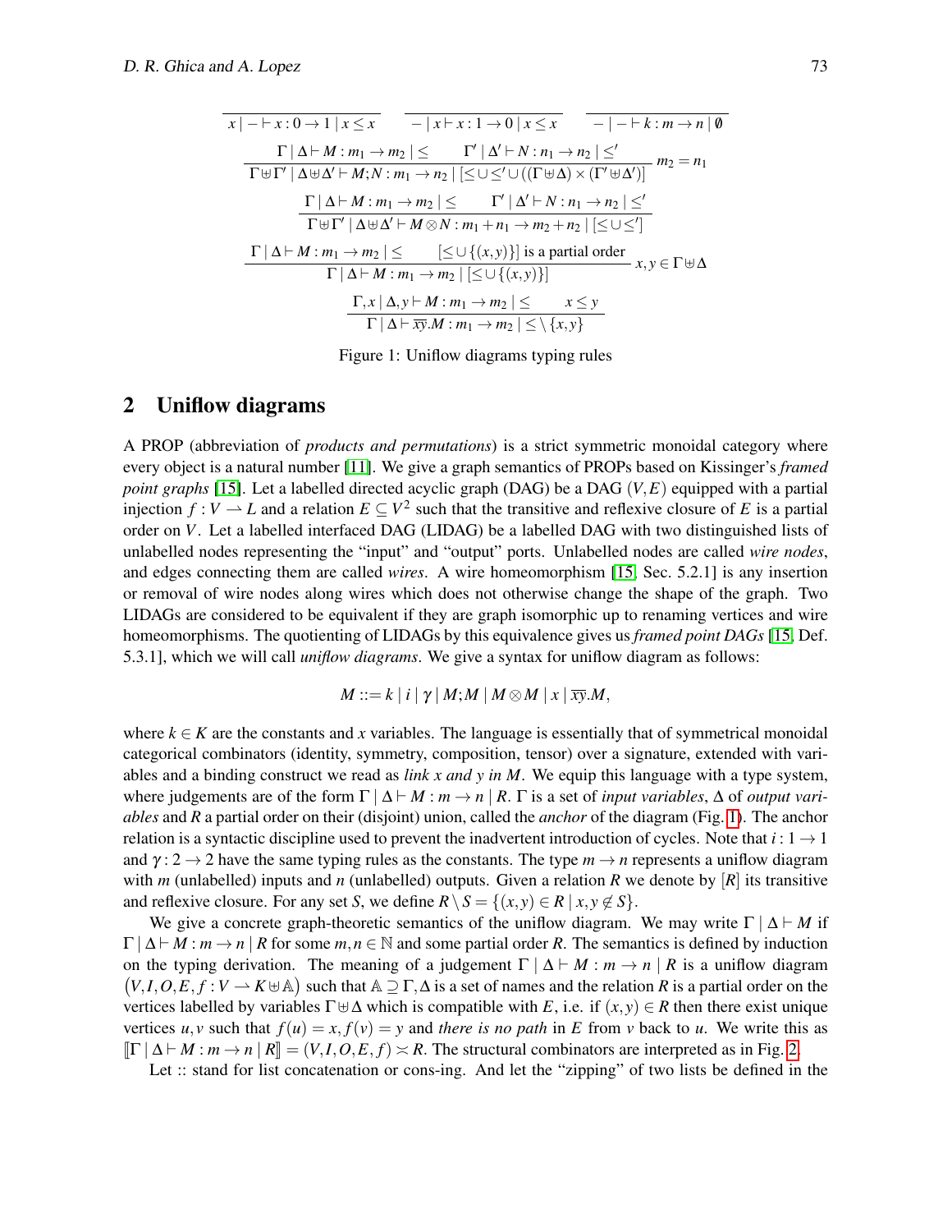$$\frac{}{x \mid - \vdash x : 0 \to 1 \mid x \leq x} \qquad \frac{}{- \mid x \vdash x : 1 \to 0 \mid x \leq x} \qquad \frac{}{- \mid - \vdash k : m \to n \mid \emptyset}$$

$$\frac{\Gamma \mid \Delta \vdash M : m_1 \to m_2 \mid \leq \qquad \Gamma' \mid \Delta' \vdash N : n_1 \to n_2 \mid \leq'}{\Gamma \uplus \Gamma' \mid \Delta \uplus \Delta' \vdash M;N : m_1 \to n_2 \mid [\leq \cup \leq' \cup ((\Gamma \uplus \Delta) \times (\Gamma' \uplus \Delta')]} \; m_2 = n_1$$

$$\frac{\Gamma \mid \Delta \vdash M : m_1 \to m_2 \mid \leq \qquad \Gamma' \mid \Delta' \vdash N : n_1 \to n_2 \mid \leq'}{\Gamma \uplus \Gamma' \mid \Delta \uplus \Delta' \vdash M \otimes N : m_1 + n_1 \to m_2 + n_2 \mid [\leq \cup \leq']}$$

$$\frac{\Gamma \mid \Delta \vdash M : m_1 \to m_2 \mid \leq \qquad [\leq \cup \{(x,y)\}] \text{ is a partial order}}{\Gamma \mid \Delta \vdash M : m_1 \to m_2 \mid [\leq \cup \{(x,y)\}]} \; x, y \in \Gamma \uplus \Delta$$

$$\frac{\Gamma, x \mid \Delta, y \vdash M : m_1 \to m_2 \mid \leq \qquad x \leq y}{\Gamma \mid \Delta \vdash \overline{xy}.M : m_1 \to m_2 \mid \leq \setminus \{x, y\}}$$

Figure 1: Uniflow diagrams typing rules

## 2 Uniflow diagrams

A PROP (abbreviation of *products and permutations*) is a strict symmetric monoidal category where every object is a natural number [11]. We give a graph semantics of PROPs based on Kissinger's *framed point graphs* [15]. Let a labelled directed acyclic graph (DAG) be a DAG $(V,E)$ equipped with a partial injection $f : V \rightharpoonup L$ and a relation $E \subseteq V^2$ such that the transitive and reflexive closure of $E$ is a partial order on $V$. Let a labelled interfaced DAG (LIDAG) be a labelled DAG with two distinguished lists of unlabelled nodes representing the "input" and "output" ports. Unlabelled nodes are called *wire nodes*, and edges connecting them are called *wires*. A wire homeomorphism [15, Sec. 5.2.1] is any insertion or removal of wire nodes along wires which does not otherwise change the shape of the graph. Two LIDAGs are considered to be equivalent if they are graph isomorphic up to renaming vertices and wire homeomorphisms. The quotienting of LIDAGs by this equivalence gives us *framed point DAGs* [15, Def. 5.3.1], which we will call *uniflow diagrams*. We give a syntax for uniflow diagram as follows:

$$M ::= k \mid i \mid \gamma \mid M;M \mid M \otimes M \mid x \mid \overline{xy}.M,$$

where $k \in K$ are the constants and $x$ variables. The language is essentially that of symmetrical monoidal categorical combinators (identity, symmetry, composition, tensor) over a signature, extended with variables and a binding construct we read as *link x and y in M*. We equip this language with a type system, where judgements are of the form $\Gamma \mid \Delta \vdash M : m \to n \mid R$. $\Gamma$ is a set of *input variables*, $\Delta$ of *output variables* and $R$ a partial order on their (disjoint) union, called the *anchor* of the diagram (Fig. 1). The anchor relation is a syntactic discipline used to prevent the inadvertent introduction of cycles. Note that $i : 1 \to 1$ and $\gamma : 2 \to 2$ have the same typing rules as the constants. The type $m \to n$ represents a uniflow diagram with $m$ (unlabelled) inputs and $n$ (unlabelled) outputs. Given a relation $R$ we denote by $[R]$ its transitive and reflexive closure. For any set $S$, we define $R \setminus S = \{(x,y) \in R \mid x, y \notin S\}$.

We give a concrete graph-theoretic semantics of the uniflow diagram. We may write $\Gamma \mid \Delta \vdash M$ if $\Gamma \mid \Delta \vdash M : m \to n \mid R$ for some $m, n \in \mathbb{N}$ and some partial order $R$. The semantics is defined by induction on the typing derivation. The meaning of a judgement $\Gamma \mid \Delta \vdash M : m \to n \mid R$ is a uniflow diagram $\big(V, I, O, E, f : V \rightharpoonup K \uplus \mathbb{A}\big)$ such that $\mathbb{A} \supseteq \Gamma, \Delta$ is a set of names and the relation $R$ is a partial order on the vertices labelled by variables $\Gamma \uplus \Delta$ which is compatible with $E$, i.e. if $(x,y) \in R$ then there exist unique vertices $u, v$ such that $f(u) = x, f(v) = y$ and *there is no path* in $E$ from $v$ back to $u$. We write this as $[\![\Gamma \mid \Delta \vdash M : m \to n \mid R]\!] = (V, I, O, E, f) \asymp R$. The structural combinators are interpreted as in Fig. 2.

Let :: stand for list concatenation or cons-ing. And let the "zipping" of two lists be defined in the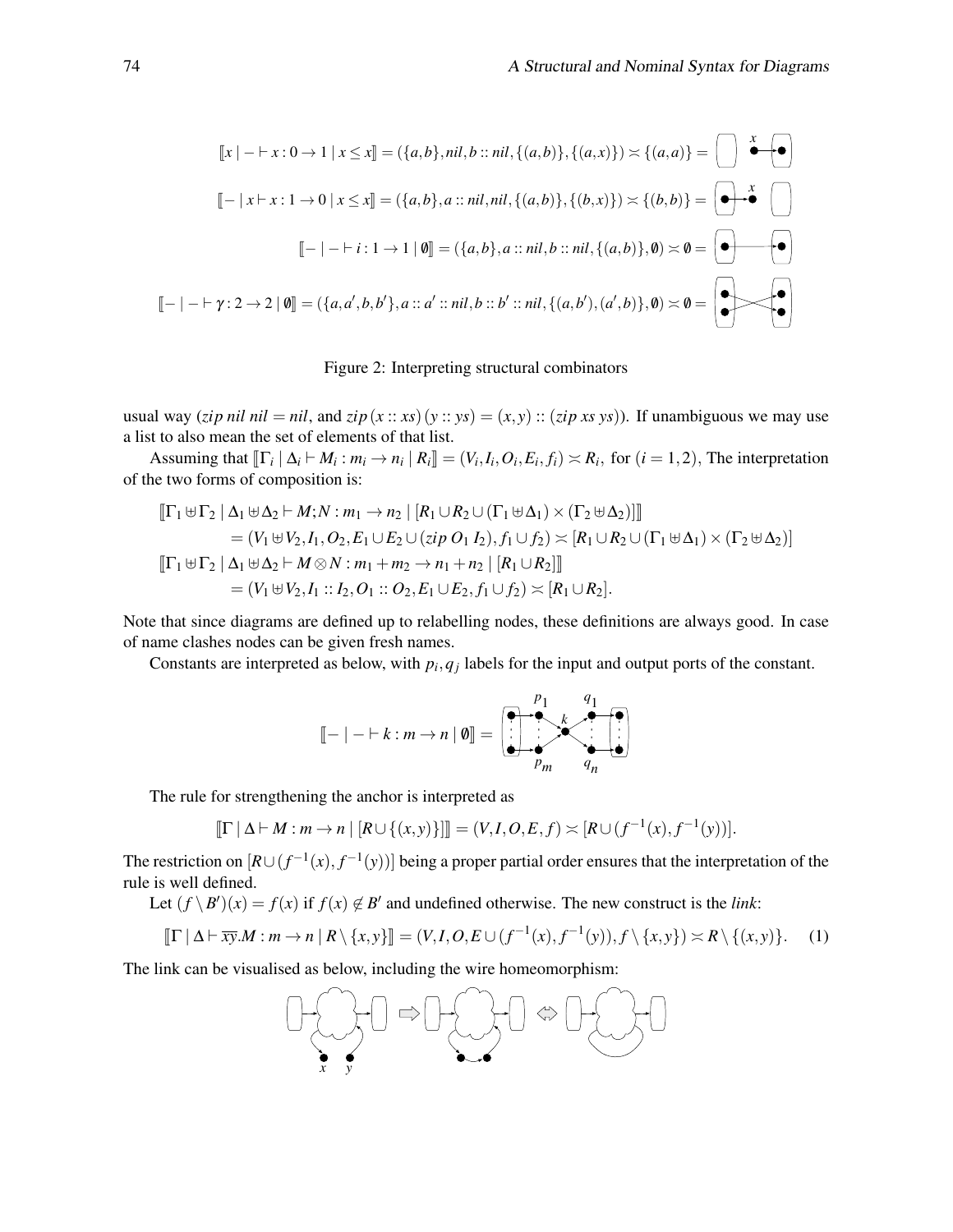$$[\![x \mid - \vdash x : 0 \to 1 \mid x \leq x]\!] = (\{a,b\}, nil, b :: nil, \{(a,b)\}, \{(a,x)\}) \asymp \{(a,a)\} =$$

$$[\![- \mid x \vdash x : 1 \to 0 \mid x \leq x]\!] = (\{a,b\}, a :: nil, nil, \{(a,b)\}, \{(b,x)\}) \asymp \{(b,b)\} =$$

$$[\![- \mid - \vdash i : 1 \to 1 \mid \emptyset]\!] = (\{a,b\}, a :: nil, b :: nil, \{(a,b)\}, \emptyset) \asymp \emptyset =$$

$$[\![- \mid - \vdash \gamma : 2 \to 2 \mid \emptyset]\!] = (\{a,a',b,b'\}, a :: a' :: nil, b :: b' :: nil, \{(a,b'),(a',b)\}, \emptyset) \asymp \emptyset =$$

Figure 2: Interpreting structural combinators

usual way ($zip\ nil\ nil = nil$, and $zip\,(x :: xs)\,(y :: ys) = (x,y) :: (zip\ xs\ ys)$). If unambiguous we may use a list to also mean the set of elements of that list.

Assuming that $[\![\Gamma_i \mid \Delta_i \vdash M_i : m_i \to n_i \mid R_i]\!] = (V_i, I_i, O_i, E_i, f_i) \asymp R_i$, for $(i = 1,2)$, The interpretation of the two forms of composition is:

$$\begin{aligned}
&[\![\Gamma_1 \uplus \Gamma_2 \mid \Delta_1 \uplus \Delta_2 \vdash M;N : m_1 \to n_2 \mid [R_1 \cup R_2 \cup (\Gamma_1 \uplus \Delta_1) \times (\Gamma_2 \uplus \Delta_2)]]\!] \\
&\quad = (V_1 \uplus V_2, I_1, O_2, E_1 \cup E_2 \cup (zip\ O_1\ I_2), f_1 \cup f_2) \asymp [R_1 \cup R_2 \cup (\Gamma_1 \uplus \Delta_1) \times (\Gamma_2 \uplus \Delta_2)] \\
&[\![\Gamma_1 \uplus \Gamma_2 \mid \Delta_1 \uplus \Delta_2 \vdash M \otimes N : m_1 + m_2 \to n_1 + n_2 \mid [R_1 \cup R_2]]\!] \\
&\quad = (V_1 \uplus V_2, I_1 :: I_2, O_1 :: O_2, E_1 \cup E_2, f_1 \cup f_2) \asymp [R_1 \cup R_2].
\end{aligned}$$

Note that since diagrams are defined up to relabelling nodes, these definitions are always good. In case of name clashes nodes can be given fresh names.

Constants are interpreted as below, with $p_i, q_j$ labels for the input and output ports of the constant.

$$[\![- \mid - \vdash k : m \to n \mid \emptyset]\!] =$$

The rule for strengthening the anchor is interpreted as

$$[\![\Gamma \mid \Delta \vdash M : m \to n \mid [R \cup \{(x,y)\}]]\!] = (V, I, O, E, f) \asymp [R \cup (f^{-1}(x), f^{-1}(y))].$$

The restriction on $[R \cup (f^{-1}(x), f^{-1}(y))]$ being a proper partial order ensures that the interpretation of the rule is well defined.

Let $(f \setminus B')(x) = f(x)$ if $f(x) \notin B'$ and undefined otherwise. The new construct is the *link*:

$$[\![\Gamma \mid \Delta \vdash \overline{xy}.M : m \to n \mid R \setminus \{x,y\}]\!] = (V, I, O, E \cup (f^{-1}(x), f^{-1}(y)), f \setminus \{x,y\} \asymp R \setminus \{(x,y)\}. \quad (1)$$

The link can be visualised as below, including the wire homeomorphism: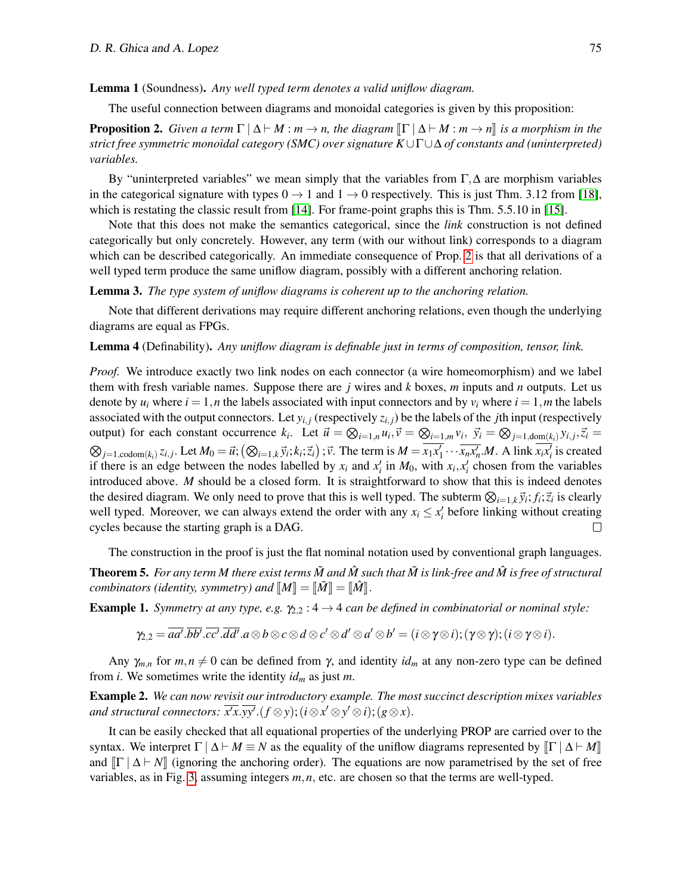**Lemma 1** (Soundness)**.** *Any well typed term denotes a valid uniflow diagram.*

The useful connection between diagrams and monoidal categories is given by this proposition:

**Proposition 2.** *Given a term $\Gamma \mid \Delta \vdash M : m \to n$, the diagram $[\![\Gamma \mid \Delta \vdash M : m \to n]\!]$ is a morphism in the strict free symmetric monoidal category (SMC) over signature $K \cup \Gamma \cup \Delta$ of constants and (uninterpreted) variables.*

By "uninterpreted variables" we mean simply that the variables from $\Gamma, \Delta$ are morphism variables in the categorical signature with types $0 \to 1$ and $1 \to 0$ respectively. This is just Thm. 3.12 from [18], which is restating the classic result from [14]. For frame-point graphs this is Thm. 5.5.10 in [15].

Note that this does not make the semantics categorical, since the *link* construction is not defined categorically but only concretely. However, any term (with our without link) corresponds to a diagram which can be described categorically. An immediate consequence of Prop. 2 is that all derivations of a well typed term produce the same uniflow diagram, possibly with a different anchoring relation.

**Lemma 3.** *The type system of uniflow diagrams is coherent up to the anchoring relation.*

Note that different derivations may require different anchoring relations, even though the underlying diagrams are equal as FPGs.

**Lemma 4** (Definability)**.** *Any uniflow diagram is definable just in terms of composition, tensor, link.*

*Proof.* We introduce exactly two link nodes on each connector (a wire homeomorphism) and we label them with fresh variable names. Suppose there are $j$ wires and $k$ boxes, $m$ inputs and $n$ outputs. Let us denote by $u_i$ where $i = 1,n$ the labels associated with input connectors and by $v_i$ where $i = 1,m$ the labels associated with the output connectors. Let $y_{i,j}$ (respectively $z_{i,j}$) be the labels of the $j$th input (respectively output) for each constant occurrence $k_i$. Let $\vec{u} = \bigotimes_{i=1,n} u_i, \vec{v} = \bigotimes_{i=1,m} v_i$, $\vec{y_i} = \bigotimes_{j=1,\mathrm{dom}(k_i)} y_{i,j}, \vec{z_i} = \bigotimes_{j=1,\mathrm{codom}(k_i)} z_{i,j}$. Let $M_0 = \vec{u}; \left(\bigotimes_{i=1,k} \vec{y_i}; k_i; \vec{z_i}\right); \vec{v}$. The term is $M = \overline{x_1 x_1'} \cdots \overline{x_n x_n'}.M$. A link $\overline{x_i x_i'}$ is created if there is an edge between the nodes labelled by $x_i$ and $x_i'$ in $M_0$, with $x_i, x_i'$ chosen from the variables introduced above. $M$ should be a closed form. It is straightforward to show that this is indeed denotes the desired diagram. We only need to prove that this is well typed. The subterm $\bigotimes_{i=1,k} \vec{y_i}; f_i; \vec{z_i}$ is clearly well typed. Moreover, we can always extend the order with any $x_i \leq x_i'$ before linking without creating cycles because the starting graph is a DAG. □

The construction in the proof is just the flat nominal notation used by conventional graph languages.

**Theorem 5.** *For any term $M$ there exist terms $\tilde{M}$ and $\hat{M}$ such that $\tilde{M}$ is link-free and $\hat{M}$ is free of structural combinators (identity, symmetry) and $[\![M]\!] = [\![\tilde{M}]\!] = [\![\hat{M}]\!]$.*

**Example 1.** *Symmetry at any type, e.g. $\gamma_{2,2} : 4 \to 4$ can be defined in combinatorial or nominal style:*

$$\gamma_{2,2} = \overline{aa'}.\overline{bb'}.\overline{cc'}.\overline{dd'}.a \otimes b \otimes c \otimes d \otimes c' \otimes d' \otimes a' \otimes b' = (i \otimes \gamma \otimes i); (\gamma \otimes \gamma); (i \otimes \gamma \otimes i).$$

Any $\gamma_{m,n}$ for $m,n \neq 0$ can be defined from $\gamma$, and identity $id_m$ at any non-zero type can be defined from $i$. We sometimes write the identity $id_m$ as just $m$.

**Example 2.** *We can now revisit our introductory example. The most succinct description mixes variables and structural connectors: $\overline{x'x}.\overline{yy'}.(f \otimes y); (i \otimes x' \otimes y' \otimes i); (g \otimes x)$.*

It can be easily checked that all equational properties of the underlying PROP are carried over to the syntax. We interpret $\Gamma \mid \Delta \vdash M \equiv N$ as the equality of the uniflow diagrams represented by $[\![\Gamma \mid \Delta \vdash M]\!]$ and $[\![\Gamma \mid \Delta \vdash N]\!]$ (ignoring the anchoring order). The equations are now parametrised by the set of free variables, as in Fig. 3, assuming integers $m,n$, etc. are chosen so that the terms are well-typed.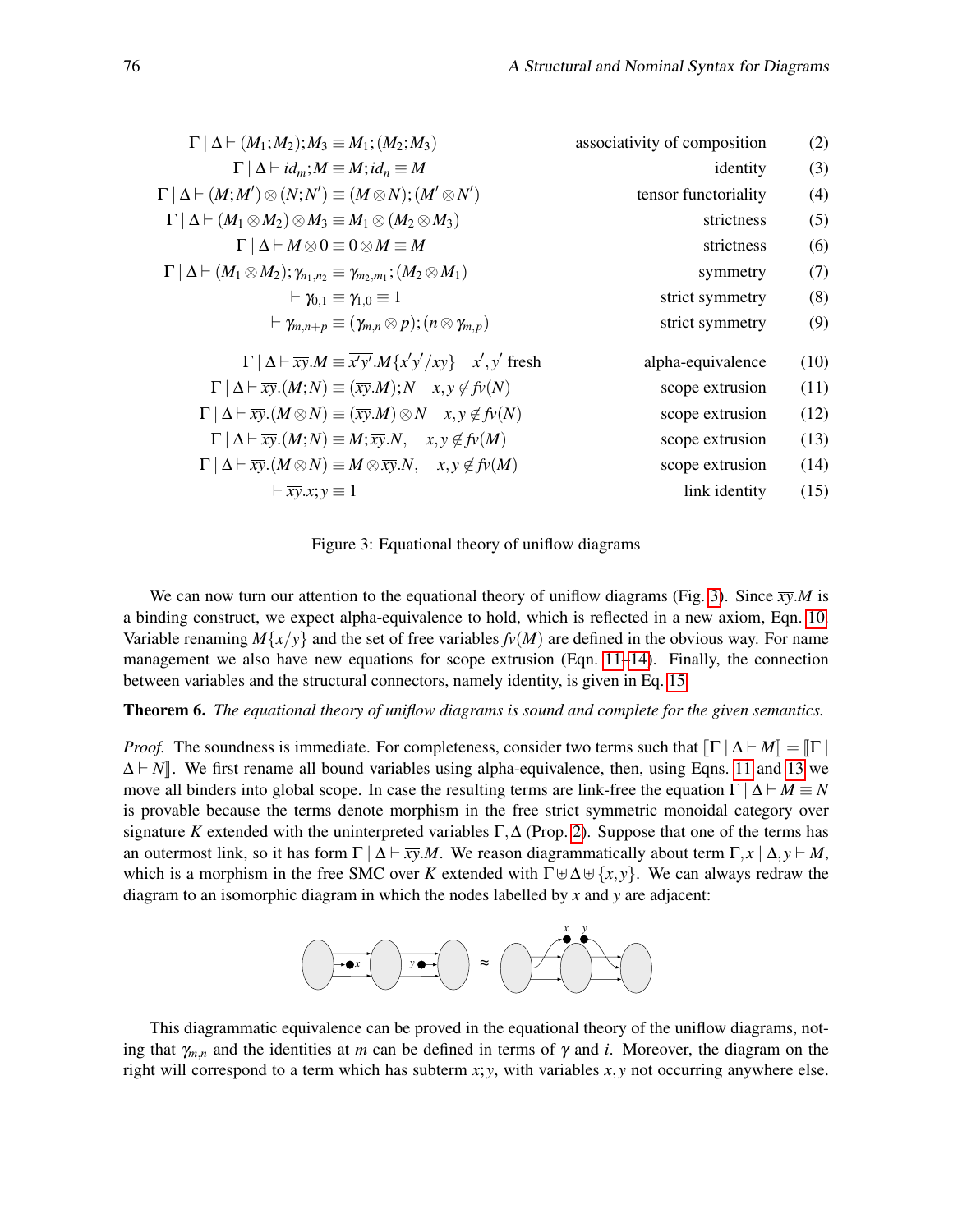$$\Gamma \mid \Delta \vdash (M_1;M_2);M_3 \equiv M_1;(M_2;M_3) \qquad \text{associativity of composition} \qquad (2)$$

$$\Gamma \mid \Delta \vdash id_m;M \equiv M;id_n \equiv M \qquad \text{identity} \qquad (3)$$

$$\Gamma \mid \Delta \vdash (M;M') \otimes (N;N') \equiv (M \otimes N);(M' \otimes N') \qquad \text{tensor functoriality} \qquad (4)$$

$$\Gamma \mid \Delta \vdash (M_1 \otimes M_2) \otimes M_3 \equiv M_1 \otimes (M_2 \otimes M_3) \qquad \text{strictness} \qquad (5)$$

$$\Gamma \mid \Delta \vdash M \otimes 0 \equiv 0 \otimes M \equiv M \qquad \text{strictness} \qquad (6)$$

$$\Gamma \mid \Delta \vdash (M_1 \otimes M_2);\gamma_{n_1,n_2} \equiv \gamma_{m_2,m_1};(M_2 \otimes M_1) \qquad \text{symmetry} \qquad (7)$$

$$\vdash \gamma_{0,1} \equiv \gamma_{1,0} \equiv 1 \qquad \text{strict symmetry} \qquad (8)$$

$$\vdash \gamma_{m,n+p} \equiv (\gamma_{m,n} \otimes p);(n \otimes \gamma_{m,p}) \qquad \text{strict symmetry} \qquad (9)$$

$$\Gamma \mid \Delta \vdash \overline{xy}.M \equiv \overline{x'y'}.M\{x'y'/xy\} \quad x',y' \text{ fresh} \qquad \text{alpha-equivalence} \qquad (10)$$

$$\Gamma \mid \Delta \vdash \overline{xy}.(M;N) \equiv (\overline{xy}.M);N \quad x,y \notin fv(N) \qquad \text{scope extrusion} \qquad (11)$$

$$\Gamma \mid \Delta \vdash \overline{xy}.(M \otimes N) \equiv (\overline{xy}.M) \otimes N \quad x,y \notin fv(N) \qquad \text{scope extrusion} \qquad (12)$$

$$\Gamma \mid \Delta \vdash \overline{xy}.(M;N) \equiv M;\overline{xy}.N, \quad x,y \notin fv(M) \qquad \text{scope extrusion} \qquad (13)$$

$$\Gamma \mid \Delta \vdash \overline{xy}.(M \otimes N) \equiv M \otimes \overline{xy}.N, \quad x,y \notin fv(M) \qquad \text{scope extrusion} \qquad (14)$$

$$\vdash \overline{xy}.x;y \equiv 1 \qquad \text{link identity} \qquad (15)$$

Figure 3: Equational theory of uniflow diagrams

We can now turn our attention to the equational theory of uniflow diagrams (Fig. 3). Since $\overline{xy}.M$ is a binding construct, we expect alpha-equivalence to hold, which is reflected in a new axiom, Eqn. 10. Variable renaming $M\{x/y\}$ and the set of free variables $fv(M)$ are defined in the obvious way. For name management we also have new equations for scope extrusion (Eqn. 11–14). Finally, the connection between variables and the structural connectors, namely identity, is given in Eq. 15.

**Theorem 6.** *The equational theory of uniflow diagrams is sound and complete for the given semantics.*

*Proof.* The soundness is immediate. For completeness, consider two terms such that $[\![\Gamma \mid \Delta \vdash M]\!] = [\![\Gamma \mid \Delta \vdash N]\!]$. We first rename all bound variables using alpha-equivalence, then, using Eqns. 11 and 13 we move all binders into global scope. In case the resulting terms are link-free the equation $\Gamma \mid \Delta \vdash M \equiv N$ is provable because the terms denote morphism in the free strict symmetric monoidal category over signature $K$ extended with the uninterpreted variables $\Gamma, \Delta$ (Prop. 2). Suppose that one of the terms has an outermost link, so it has form $\Gamma \mid \Delta \vdash \overline{xy}.M$. We reason diagrammatically about term $\Gamma, x \mid \Delta, y \vdash M$, which is a morphism in the free SMC over $K$ extended with $\Gamma \uplus \Delta \uplus \{x,y\}$. We can always redraw the diagram to an isomorphic diagram in which the nodes labelled by $x$ and $y$ are adjacent:

This diagrammatic equivalence can be proved in the equational theory of the uniflow diagrams, noting that $\gamma_{m,n}$ and the identities at $m$ can be defined in terms of $\gamma$ and $i$. Moreover, the diagram on the right will correspond to a term which has subterm $x;y$, with variables $x,y$ not occurring anywhere else.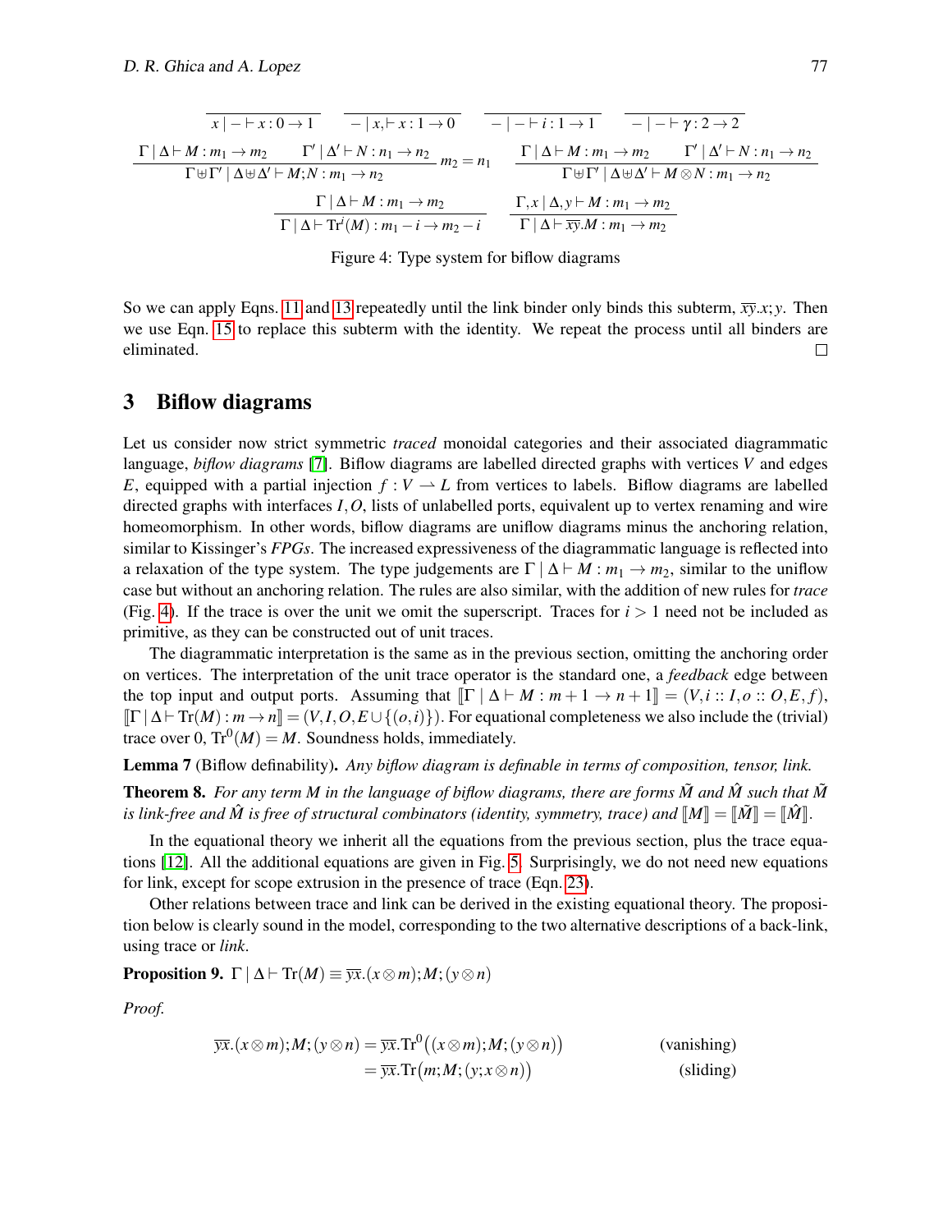$$\frac{}{x \mid - \vdash x : 0 \to 1} \qquad \frac{}{- \mid x, \vdash x : 1 \to 0} \qquad \frac{}{- \mid - \vdash i : 1 \to 1} \qquad \frac{}{- \mid - \vdash \gamma : 2 \to 2}$$

$$\frac{\Gamma \mid \Delta \vdash M : m_1 \to m_2 \qquad \Gamma' \mid \Delta' \vdash N : n_1 \to n_2}{\Gamma \uplus \Gamma' \mid \Delta \uplus \Delta' \vdash M;N : m_1 \to n_2}\ m_2 = n_1 \qquad \frac{\Gamma \mid \Delta \vdash M : m_1 \to m_2 \qquad \Gamma' \mid \Delta' \vdash N : n_1 \to n_2}{\Gamma \uplus \Gamma' \mid \Delta \uplus \Delta' \vdash M \otimes N : m_1 \to n_2}$$

$$\frac{\Gamma \mid \Delta \vdash M : m_1 \to m_2}{\Gamma \mid \Delta \vdash \mathrm{Tr}^i(M) : m_1 - i \to m_2 - i} \qquad \frac{\Gamma, x \mid \Delta, y \vdash M : m_1 \to m_2}{\Gamma \mid \Delta \vdash \overline{xy}.M : m_1 \to m_2}$$

Figure 4: Type system for biflow diagrams

So we can apply Eqns. 11 and 13 repeatedly until the link binder only binds this subterm, $\overline{xy}.x;y$. Then we use Eqn. 15 to replace this subterm with the identity. We repeat the process until all binders are eliminated. □

## 3 Biflow diagrams

Let us consider now strict symmetric *traced* monoidal categories and their associated diagrammatic language, *biflow diagrams* [7]. Biflow diagrams are labelled directed graphs with vertices $V$ and edges $E$, equipped with a partial injection $f : V \rightharpoonup L$ from vertices to labels. Biflow diagrams are labelled directed graphs with interfaces $I, O$, lists of unlabelled ports, equivalent up to vertex renaming and wire homeomorphism. In other words, biflow diagrams are uniflow diagrams minus the anchoring relation, similar to Kissinger's *FPGs*. The increased expressiveness of the diagrammatic language is reflected into a relaxation of the type system. The type judgements are $\Gamma \mid \Delta \vdash M : m_1 \to m_2$, similar to the uniflow case but without an anchoring relation. The rules are also similar, with the addition of new rules for *trace* (Fig. 4). If the trace is over the unit we omit the superscript. Traces for $i > 1$ need not be included as primitive, as they can be constructed out of unit traces.

The diagrammatic interpretation is the same as in the previous section, omitting the anchoring order on vertices. The interpretation of the unit trace operator is the standard one, a *feedback* edge between the top input and output ports. Assuming that $[\![\Gamma \mid \Delta \vdash M : m+1 \to n+1]\!] = (V, i :: I, o :: O, E, f)$, $[\![\Gamma \mid \Delta \vdash \mathrm{Tr}(M) : m \to n]\!] = (V, I, O, E \cup \{(o,i)\})$. For equational completeness we also include the (trivial) trace over 0, $\mathrm{Tr}^0(M) = M$. Soundness holds, immediately.

**Lemma 7** (Biflow definability). *Any biflow diagram is definable in terms of composition, tensor, link.*

**Theorem 8.** *For any term $M$ in the language of biflow diagrams, there are forms $\tilde{M}$ and $\hat{M}$ such that $\tilde{M}$ is link-free and $\hat{M}$ is free of structural combinators (identity, symmetry, trace) and $[\![M]\!] = [\![\tilde{M}]\!] = [\![\hat{M}]\!]$.*

In the equational theory we inherit all the equations from the previous section, plus the trace equations [12]. All the additional equations are given in Fig. 5. Surprisingly, we do not need new equations for link, except for scope extrusion in the presence of trace (Eqn. 23).

Other relations between trace and link can be derived in the existing equational theory. The proposition below is clearly sound in the model, corresponding to the two alternative descriptions of a back-link, using trace or *link*.

**Proposition 9.** $\Gamma \mid \Delta \vdash \mathrm{Tr}(M) \equiv \overline{yx}.(x \otimes m);M;(y \otimes n)$

*Proof.*

$$\begin{aligned}
\overline{yx}.(x \otimes m);M;(y \otimes n) &= \overline{yx}.\mathrm{Tr}^0\big((x \otimes m);M;(y \otimes n)\big) && \text{(vanishing)}\\
&= \overline{yx}.\mathrm{Tr}\big(m;M;(y;x \otimes n)\big) && \text{(sliding)}
\end{aligned}$$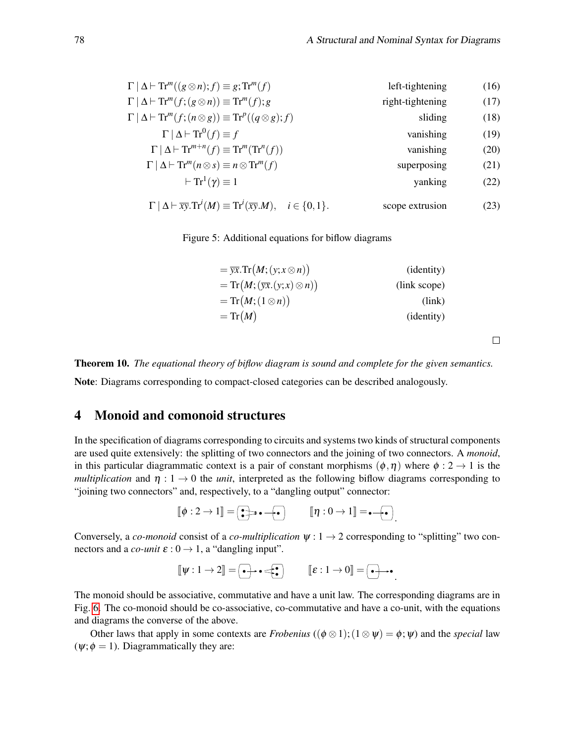$$\Gamma \mid \Delta \vdash \mathrm{Tr}^m((g \otimes n); f) \equiv g; \mathrm{Tr}^m(f) \qquad \text{left-tightening} \qquad (16)$$

$$\Gamma \mid \Delta \vdash \mathrm{Tr}^m(f; (g \otimes n)) \equiv \mathrm{Tr}^m(f); g \qquad \text{right-tightening} \qquad (17)$$

$$\Gamma \mid \Delta \vdash \mathrm{Tr}^m(f; (n \otimes g)) \equiv \mathrm{Tr}^p((q \otimes g); f) \qquad \text{sliding} \qquad (18)$$

$$\Gamma \mid \Delta \vdash \mathrm{Tr}^0(f) \equiv f \qquad \text{vanishing} \qquad (19)$$

$$\Gamma \mid \Delta \vdash \mathrm{Tr}^{m+n}(f) \equiv \mathrm{Tr}^m(\mathrm{Tr}^n(f)) \qquad \text{vanishing} \qquad (20)$$

$$\Gamma \mid \Delta \vdash \mathrm{Tr}^m(n \otimes s) \equiv n \otimes \mathrm{Tr}^m(f) \qquad \text{superposing} \qquad (21)$$

$$\vdash \mathrm{Tr}^1(\gamma) \equiv 1 \qquad \text{yanking} \qquad (22)$$

$$\Gamma \mid \Delta \vdash \overline{xy}.\mathrm{Tr}^i(M) \equiv \mathrm{Tr}^i(\overline{xy}.M), \quad i \in \{0,1\}. \qquad \text{scope extrusion} \qquad (23)$$

Figure 5: Additional equations for biflow diagrams

$$
\begin{aligned}
&= \overline{yx}.\mathrm{Tr}\big(M; (y; x \otimes n)\big) && \text{(identity)}\\
&= \mathrm{Tr}\big(M; (\overline{yx}.(y; x) \otimes n)\big) && \text{(link scope)}\\
&= \mathrm{Tr}\big(M; (1 \otimes n)\big) && \text{(link)}\\
&= \mathrm{Tr}\big(M\big) && \text{(identity)}
\end{aligned}
$$

□

**Theorem 10.** *The equational theory of biflow diagram is sound and complete for the given semantics.*

**Note**: Diagrams corresponding to compact-closed categories can be described analogously.

## 4 Monoid and comonoid structures

In the specification of diagrams corresponding to circuits and systems two kinds of structural components are used quite extensively: the splitting of two connectors and the joining of two connectors. A *monoid*, in this particular diagrammatic context is a pair of constant morphisms $(\phi, \eta)$ where $\phi : 2 \to 1$ is the *multiplication* and $\eta : 1 \to 0$ the *unit*, interpreted as the following biflow diagrams corresponding to "joining two connectors" and, respectively, to a "dangling output" connector:

$$[\![\phi : 2 \to 1]\!] = \qquad\qquad [\![\eta : 0 \to 1]\!] =$$

Conversely, a *co-monoid* consist of a *co-multiplication* $\psi : 1 \to 2$ corresponding to "splitting" two connectors and a *co-unit* $\varepsilon : 0 \to 1$, a "dangling input".

$$[\![\psi : 1 \to 2]\!] = \qquad\qquad [\![\varepsilon : 1 \to 0]\!] =$$

The monoid should be associative, commutative and have a unit law. The corresponding diagrams are in Fig. 6. The co-monoid should be co-associative, co-commutative and have a co-unit, with the equations and diagrams the converse of the above.

Other laws that apply in some contexts are *Frobenius* ($(\phi \otimes 1); (1 \otimes \psi) = \phi; \psi$) and the *special* law ($\psi; \phi = 1$). Diagrammatically they are: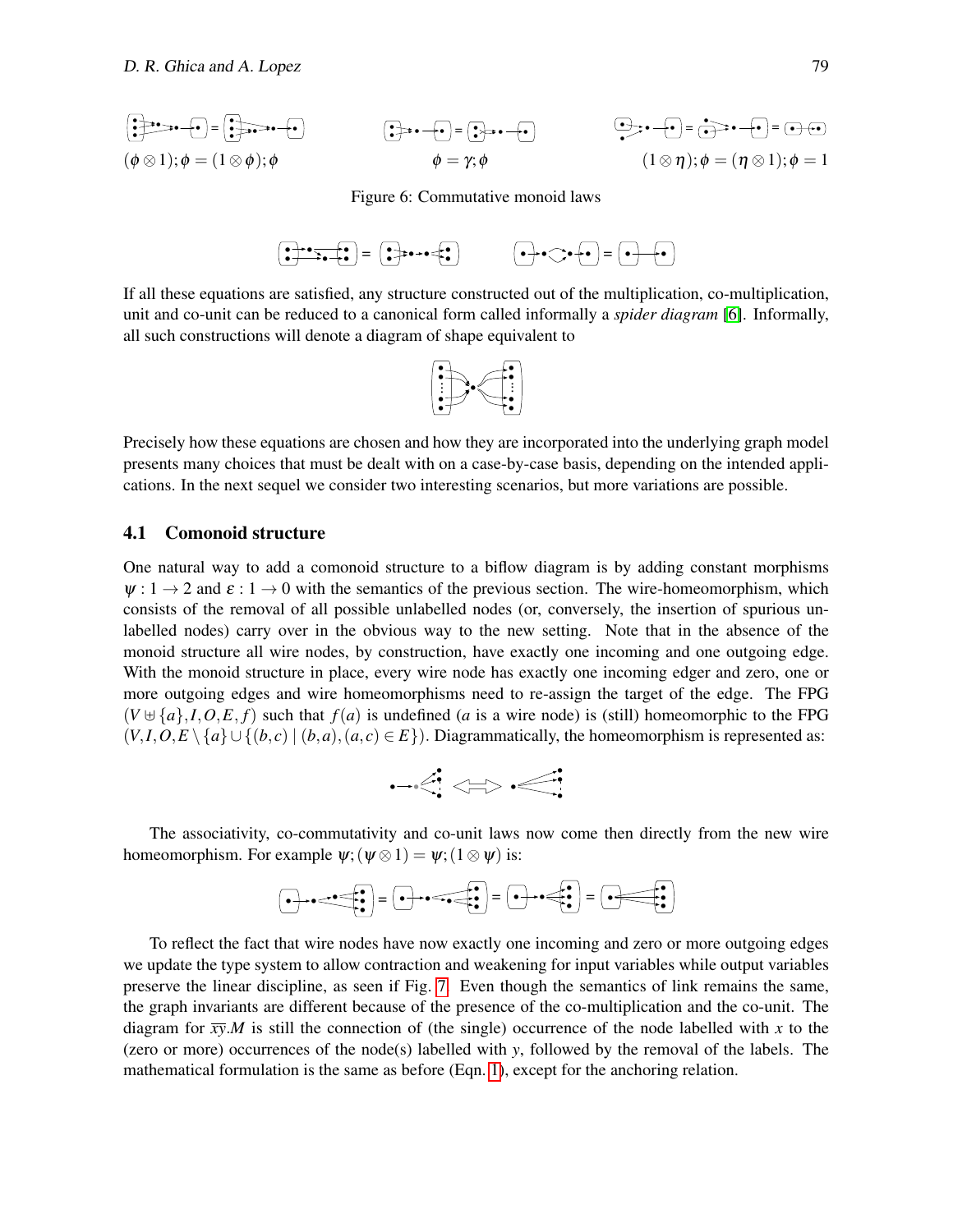$(\phi \otimes 1);\phi = (1 \otimes \phi);\phi$  $\phi = \gamma;\phi$  $(1 \otimes \eta);\phi = (\eta \otimes 1);\phi = 1$

Figure 6: Commutative monoid laws

If all these equations are satisfied, any structure constructed out of the multiplication, co-multiplication, unit and co-unit can be reduced to a canonical form called informally a *spider diagram* [6]. Informally, all such constructions will denote a diagram of shape equivalent to

Precisely how these equations are chosen and how they are incorporated into the underlying graph model presents many choices that must be dealt with on a case-by-case basis, depending on the intended applications. In the next sequel we consider two interesting scenarios, but more variations are possible.

## 4.1 Comonoid structure

One natural way to add a comonoid structure to a biflow diagram is by adding constant morphisms $\psi : 1 \to 2$ and $\varepsilon : 1 \to 0$ with the semantics of the previous section. The wire-homeomorphism, which consists of the removal of all possible unlabelled nodes (or, conversely, the insertion of spurious unlabelled nodes) carry over in the obvious way to the new setting. Note that in the absence of the monoid structure all wire nodes, by construction, have exactly one incoming and one outgoing edge. With the monoid structure in place, every wire node has exactly one incoming edger and zero, one or more outgoing edges and wire homeomorphisms need to re-assign the target of the edge. The FPG $(V \uplus \{a\}, I, O, E, f)$ such that $f(a)$ is undefined ($a$ is a wire node) is (still) homeomorphic to the FPG $(V, I, O, E \setminus \{a\} \cup \{(b,c) \mid (b,a),(a,c) \in E\})$. Diagrammatically, the homeomorphism is represented as:

The associativity, co-commutativity and co-unit laws now come then directly from the new wire homeomorphism. For example $\psi;(\psi \otimes 1) = \psi;(1 \otimes \psi)$ is:

To reflect the fact that wire nodes have now exactly one incoming and zero or more outgoing edges we update the type system to allow contraction and weakening for input variables while output variables preserve the linear discipline, as seen if Fig. 7. Even though the semantics of link remains the same, the graph invariants are different because of the presence of the co-multiplication and the co-unit. The diagram for $\overline{xy}.M$ is still the connection of (the single) occurrence of the node labelled with $x$ to the (zero or more) occurrences of the node(s) labelled with $y$, followed by the removal of the labels. The mathematical formulation is the same as before (Eqn. 1), except for the anchoring relation.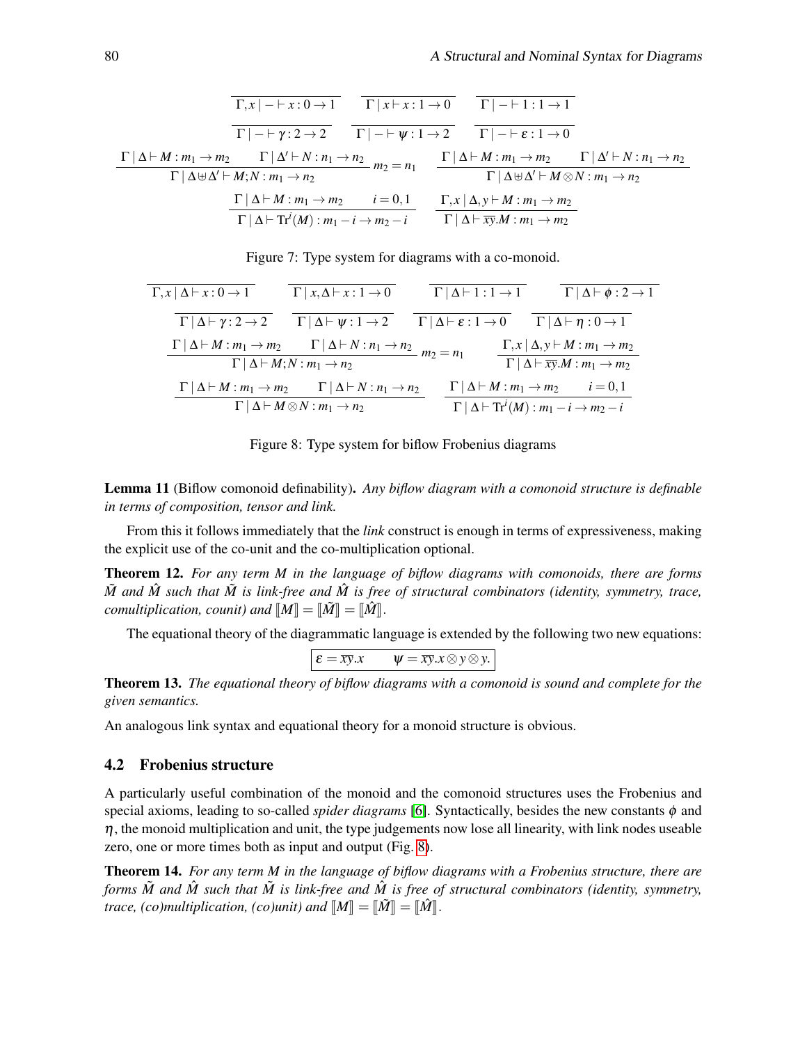$$\frac{}{\Gamma,x \mid - \vdash x : 0 \to 1} \qquad \frac{}{\Gamma \mid x \vdash x : 1 \to 0} \qquad \frac{}{\Gamma \mid - \vdash 1 : 1 \to 1}$$

$$\frac{}{\Gamma \mid - \vdash \gamma : 2 \to 2} \qquad \frac{}{\Gamma \mid - \vdash \psi : 1 \to 2} \qquad \frac{}{\Gamma \mid - \vdash \varepsilon : 1 \to 0}$$

$$\frac{\Gamma \mid \Delta \vdash M : m_1 \to m_2 \qquad \Gamma \mid \Delta' \vdash N : n_1 \to n_2}{\Gamma \mid \Delta \uplus \Delta' \vdash M;N : m_1 \to n_2}\, m_2 = n_1 \qquad \frac{\Gamma \mid \Delta \vdash M : m_1 \to m_2 \qquad \Gamma \mid \Delta' \vdash N : n_1 \to n_2}{\Gamma \mid \Delta \uplus \Delta' \vdash M \otimes N : m_1 \to n_2}$$

$$\frac{\Gamma \mid \Delta \vdash M : m_1 \to m_2 \qquad i = 0,1}{\Gamma \mid \Delta \vdash \mathrm{Tr}^i(M) : m_1 - i \to m_2 - i} \qquad \frac{\Gamma,x \mid \Delta, y \vdash M : m_1 \to m_2}{\Gamma \mid \Delta \vdash \overline{xy}.M : m_1 \to m_2}$$

Figure 7: Type system for diagrams with a co-monoid.

$$\frac{}{\Gamma,x \mid \Delta \vdash x : 0 \to 1} \qquad \frac{}{\Gamma \mid x,\Delta \vdash x : 1 \to 0} \qquad \frac{}{\Gamma \mid \Delta \vdash 1 : 1 \to 1} \qquad \frac{}{\Gamma \mid \Delta \vdash \phi : 2 \to 1}$$

$$\frac{}{\Gamma \mid \Delta \vdash \gamma : 2 \to 2} \qquad \frac{}{\Gamma \mid \Delta \vdash \psi : 1 \to 2} \qquad \frac{}{\Gamma \mid \Delta \vdash \varepsilon : 1 \to 0} \qquad \frac{}{\Gamma \mid \Delta \vdash \eta : 0 \to 1}$$

$$\frac{\Gamma \mid \Delta \vdash M : m_1 \to m_2 \qquad \Gamma \mid \Delta \vdash N : n_1 \to n_2}{\Gamma \mid \Delta \vdash M;N : m_1 \to n_2}\, m_2 = n_1 \qquad \frac{\Gamma,x \mid \Delta, y \vdash M : m_1 \to m_2}{\Gamma \mid \Delta \vdash \overline{xy}.M : m_1 \to m_2}$$

$$\frac{\Gamma \mid \Delta \vdash M : m_1 \to m_2 \qquad \Gamma \mid \Delta \vdash N : n_1 \to n_2}{\Gamma \mid \Delta \vdash M \otimes N : m_1 \to n_2} \qquad \frac{\Gamma \mid \Delta \vdash M : m_1 \to m_2 \qquad i = 0,1}{\Gamma \mid \Delta \vdash \mathrm{Tr}^i(M) : m_1 - i \to m_2 - i}$$

Figure 8: Type system for biflow Frobenius diagrams

**Lemma 11** (Biflow comonoid definability). *Any biflow diagram with a comonoid structure is definable in terms of composition, tensor and link.*

From this it follows immediately that the *link* construct is enough in terms of expressiveness, making the explicit use of the co-unit and the co-multiplication optional.

**Theorem 12.** *For any term $M$ in the language of biflow diagrams with comonoids, there are forms $\tilde{M}$ and $\hat{M}$ such that $\tilde{M}$ is link-free and $\hat{M}$ is free of structural combinators (identity, symmetry, trace, comultiplication, counit) and $[\![M]\!] = [\![\tilde{M}]\!] = [\![\hat{M}]\!]$.*

The equational theory of the diagrammatic language is extended by the following two new equations:

$$\varepsilon = \overline{xy}.x \qquad \psi = \overline{xy}.x \otimes y \otimes y.$$

**Theorem 13.** *The equational theory of biflow diagrams with a comonoid is sound and complete for the given semantics.*

An analogous link syntax and equational theory for a monoid structure is obvious.

### 4.2 Frobenius structure

A particularly useful combination of the monoid and the comonoid structures uses the Frobenius and special axioms, leading to so-called *spider diagrams* [6]. Syntactically, besides the new constants $\phi$ and $\eta$, the monoid multiplication and unit, the type judgements now lose all linearity, with link nodes useable zero, one or more times both as input and output (Fig. 8).

**Theorem 14.** *For any term $M$ in the language of biflow diagrams with a Frobenius structure, there are forms $\tilde{M}$ and $\hat{M}$ such that $\tilde{M}$ is link-free and $\hat{M}$ is free of structural combinators (identity, symmetry, trace, (co)multiplication, (co)unit) and $[\![M]\!] = [\![\tilde{M}]\!] = [\![\hat{M}]\!]$.*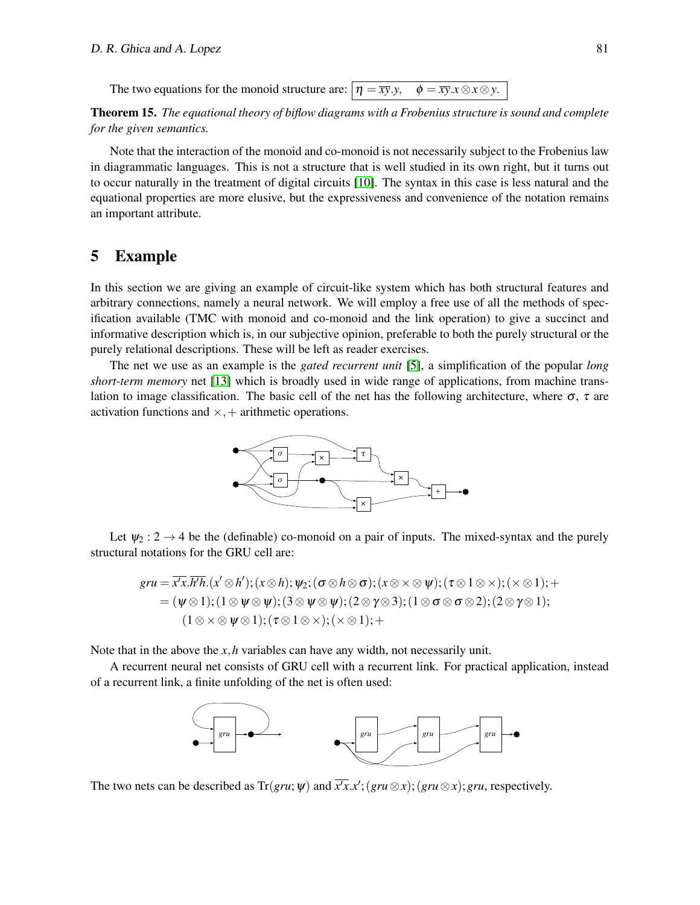The two equations for the monoid structure are: $\eta = \overline{xy}.y, \quad \phi = \overline{xy}.x \otimes x \otimes y.$

**Theorem 15.** *The equational theory of biflow diagrams with a Frobenius structure is sound and complete for the given semantics.*

Note that the interaction of the monoid and co-monoid is not necessarily subject to the Frobenius law in diagrammatic languages. This is not a structure that is well studied in its own right, but it turns out to occur naturally in the treatment of digital circuits [10]. The syntax in this case is less natural and the equational properties are more elusive, but the expressiveness and convenience of the notation remains an important attribute.

## 5 Example

In this section we are giving an example of circuit-like system which has both structural features and arbitrary connections, namely a neural network. We will employ a free use of all the methods of specification available (TMC with monoid and co-monoid and the link operation) to give a succinct and informative description which is, in our subjective opinion, preferable to both the purely structural or the purely relational descriptions. These will be left as reader exercises.

The net we use as an example is the *gated recurrent unit* [5], a simplification of the popular *long short-term memory* net [13] which is broadly used in wide range of applications, from machine translation to image classification. The basic cell of the net has the following architecture, where $\sigma$, $\tau$ are activation functions and $\times, +$ arithmetic operations.

Let $\psi_2 : 2 \to 4$ be the (definable) co-monoid on a pair of inputs. The mixed-syntax and the purely structural notations for the GRU cell are:

$$
\begin{aligned}
gru &= \overline{x'x}.\overline{h'h}.(x' \otimes h');(x \otimes h);\psi_2;(\sigma \otimes h \otimes \sigma);(x \otimes \times \otimes \psi);(\tau \otimes 1 \otimes \times);(\times \otimes 1);+ \\
&= (\psi \otimes 1);(1 \otimes \psi \otimes \psi);(3 \otimes \psi \otimes \psi);(2 \otimes \gamma \otimes 3);(1 \otimes \sigma \otimes \sigma \otimes 2);(2 \otimes \gamma \otimes 1); \\
&\quad (1 \otimes \times \otimes \psi \otimes 1);(\tau \otimes 1 \otimes \times);(\times \otimes 1);+
\end{aligned}
$$

Note that in the above the $x, h$ variables can have any width, not necessarily unit.

A recurrent neural net consists of GRU cell with a recurrent link. For practical application, instead of a recurrent link, a finite unfolding of the net is often used:

The two nets can be described as $\mathrm{Tr}(gru;\psi)$ and $\overline{x'x}.x';(gru \otimes x);(gru \otimes x);gru$, respectively.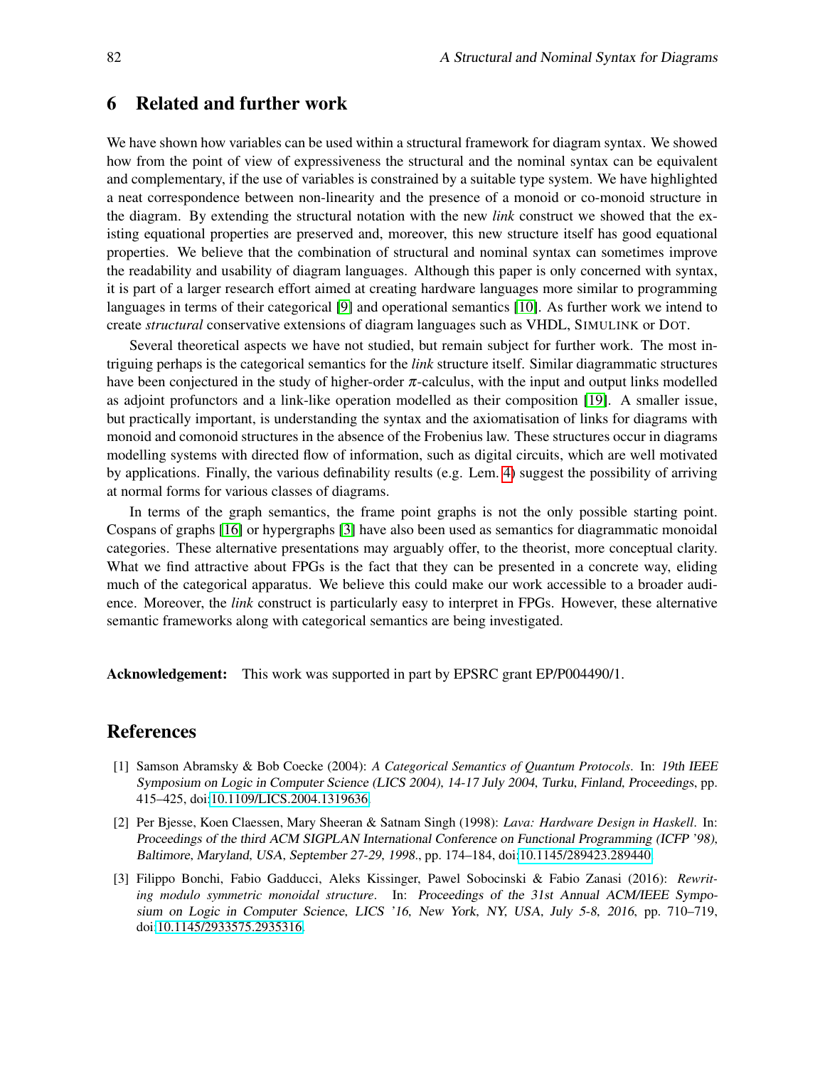## 6 Related and further work

We have shown how variables can be used within a structural framework for diagram syntax. We showed how from the point of view of expressiveness the structural and the nominal syntax can be equivalent and complementary, if the use of variables is constrained by a suitable type system. We have highlighted a neat correspondence between non-linearity and the presence of a monoid or co-monoid structure in the diagram. By extending the structural notation with the new *link* construct we showed that the existing equational properties are preserved and, moreover, this new structure itself has good equational properties. We believe that the combination of structural and nominal syntax can sometimes improve the readability and usability of diagram languages. Although this paper is only concerned with syntax, it is part of a larger research effort aimed at creating hardware languages more similar to programming languages in terms of their categorical [9] and operational semantics [10]. As further work we intend to create *structural* conservative extensions of diagram languages such as VHDL, SIMULINK or DOT.

Several theoretical aspects we have not studied, but remain subject for further work. The most intriguing perhaps is the categorical semantics for the *link* structure itself. Similar diagrammatic structures have been conjectured in the study of higher-order $\pi$-calculus, with the input and output links modelled as adjoint profunctors and a link-like operation modelled as their composition [19]. A smaller issue, but practically important, is understanding the syntax and the axiomatisation of links for diagrams with monoid and comonoid structures in the absence of the Frobenius law. These structures occur in diagrams modelling systems with directed flow of information, such as digital circuits, which are well motivated by applications. Finally, the various definability results (e.g. Lem. 4) suggest the possibility of arriving at normal forms for various classes of diagrams.

In terms of the graph semantics, the frame point graphs is not the only possible starting point. Cospans of graphs [16] or hypergraphs [3] have also been used as semantics for diagrammatic monoidal categories. These alternative presentations may arguably offer, to the theorist, more conceptual clarity. What we find attractive about FPGs is the fact that they can be presented in a concrete way, eliding much of the categorical apparatus. We believe this could make our work accessible to a broader audience. Moreover, the *link* construct is particularly easy to interpret in FPGs. However, these alternative semantic frameworks along with categorical semantics are being investigated.

**Acknowledgement:** This work was supported in part by EPSRC grant EP/P004490/1.

## References

[1] Samson Abramsky & Bob Coecke (2004): *A Categorical Semantics of Quantum Protocols*. In: 19th IEEE Symposium on Logic in Computer Science (LICS 2004), 14-17 July 2004, Turku, Finland, Proceedings, pp. 415–425, doi:10.1109/LICS.2004.1319636.

[2] Per Bjesse, Koen Claessen, Mary Sheeran & Satnam Singh (1998): *Lava: Hardware Design in Haskell*. In: Proceedings of the third ACM SIGPLAN International Conference on Functional Programming (ICFP '98), Baltimore, Maryland, USA, September 27-29, 1998., pp. 174–184, doi:10.1145/289423.289440.

[3] Filippo Bonchi, Fabio Gadducci, Aleks Kissinger, Pawel Sobocinski & Fabio Zanasi (2016): *Rewriting modulo symmetric monoidal structure*. In: Proceedings of the 31st Annual ACM/IEEE Symposium on Logic in Computer Science, LICS '16, New York, NY, USA, July 5-8, 2016, pp. 710–719, doi:10.1145/2933575.2935316.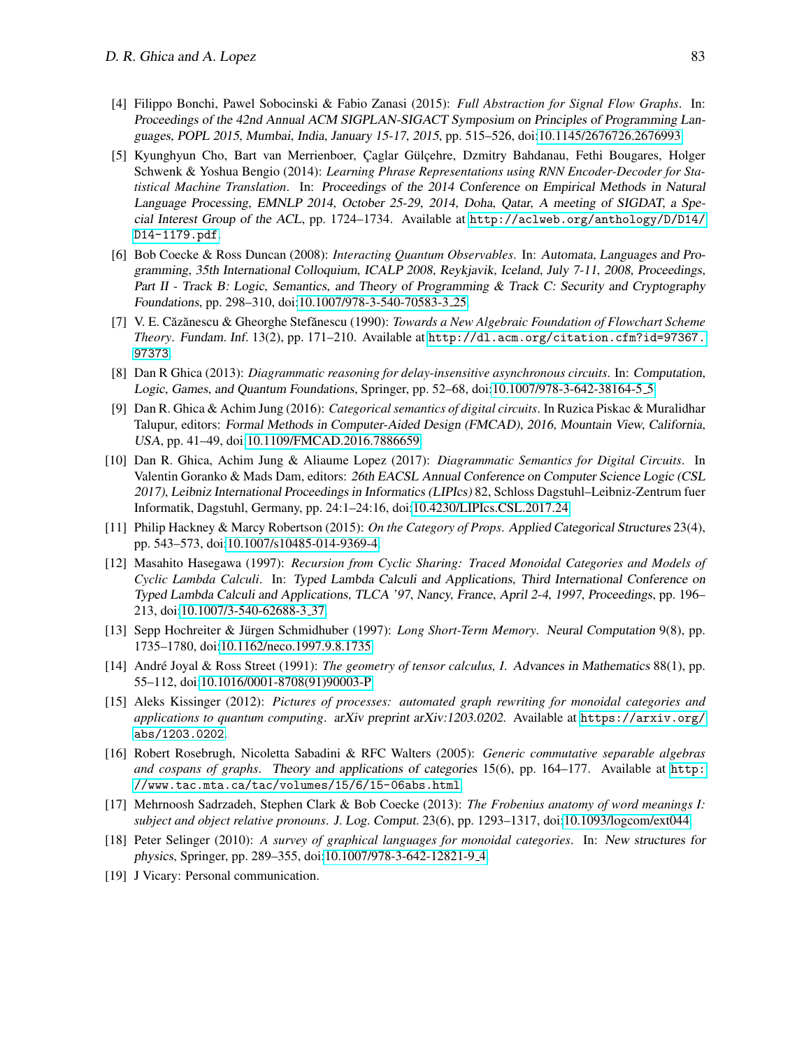[4] Filippo Bonchi, Pawel Sobocinski & Fabio Zanasi (2015): *Full Abstraction for Signal Flow Graphs*. In: Proceedings of the 42nd Annual ACM SIGPLAN-SIGACT Symposium on Principles of Programming Languages, POPL 2015, Mumbai, India, January 15-17, 2015, pp. 515–526, doi:10.1145/2676726.2676993.

[5] Kyunghyun Cho, Bart van Merrienboer, Çaglar Gülçehre, Dzmitry Bahdanau, Fethi Bougares, Holger Schwenk & Yoshua Bengio (2014): *Learning Phrase Representations using RNN Encoder-Decoder for Statistical Machine Translation*. In: Proceedings of the 2014 Conference on Empirical Methods in Natural Language Processing, EMNLP 2014, October 25-29, 2014, Doha, Qatar, A meeting of SIGDAT, a Special Interest Group of the ACL, pp. 1724–1734. Available at http://aclweb.org/anthology/D/D14/D14-1179.pdf.

[6] Bob Coecke & Ross Duncan (2008): *Interacting Quantum Observables*. In: Automata, Languages and Programming, 35th International Colloquium, ICALP 2008, Reykjavik, Iceland, July 7-11, 2008, Proceedings, Part II - Track B: Logic, Semantics, and Theory of Programming & Track C: Security and Cryptography Foundations, pp. 298–310, doi:10.1007/978-3-540-70583-3_25.

[7] V. E. Căzănescu & Gheorghe Stefănescu (1990): *Towards a New Algebraic Foundation of Flowchart Scheme Theory*. Fundam. Inf. 13(2), pp. 171–210. Available at http://dl.acm.org/citation.cfm?id=97367.97373.

[8] Dan R Ghica (2013): *Diagrammatic reasoning for delay-insensitive asynchronous circuits*. In: Computation, Logic, Games, and Quantum Foundations, Springer, pp. 52–68, doi:10.1007/978-3-642-38164-5_5.

[9] Dan R. Ghica & Achim Jung (2016): *Categorical semantics of digital circuits*. In Ruzica Piskac & Muralidhar Talupur, editors: Formal Methods in Computer-Aided Design (FMCAD), 2016, Mountain View, California, USA, pp. 41–49, doi:10.1109/FMCAD.2016.7886659.

[10] Dan R. Ghica, Achim Jung & Aliaume Lopez (2017): *Diagrammatic Semantics for Digital Circuits*. In Valentin Goranko & Mads Dam, editors: 26th EACSL Annual Conference on Computer Science Logic (CSL 2017), Leibniz International Proceedings in Informatics (LIPIcs) 82, Schloss Dagstuhl–Leibniz-Zentrum fuer Informatik, Dagstuhl, Germany, pp. 24:1–24:16, doi:10.4230/LIPIcs.CSL.2017.24.

[11] Philip Hackney & Marcy Robertson (2015): *On the Category of Props*. Applied Categorical Structures 23(4), pp. 543–573, doi:10.1007/s10485-014-9369-4.

[12] Masahito Hasegawa (1997): *Recursion from Cyclic Sharing: Traced Monoidal Categories and Models of Cyclic Lambda Calculi*. In: Typed Lambda Calculi and Applications, Third International Conference on Typed Lambda Calculi and Applications, TLCA '97, Nancy, France, April 2-4, 1997, Proceedings, pp. 196–213, doi:10.1007/3-540-62688-3_37.

[13] Sepp Hochreiter & Jürgen Schmidhuber (1997): *Long Short-Term Memory*. Neural Computation 9(8), pp. 1735–1780, doi:10.1162/neco.1997.9.8.1735.

[14] André Joyal & Ross Street (1991): *The geometry of tensor calculus, I*. Advances in Mathematics 88(1), pp. 55–112, doi:10.1016/0001-8708(91)90003-P.

[15] Aleks Kissinger (2012): *Pictures of processes: automated graph rewriting for monoidal categories and applications to quantum computing*. arXiv preprint arXiv:1203.0202. Available at https://arxiv.org/abs/1203.0202.

[16] Robert Rosebrugh, Nicoletta Sabadini & RFC Walters (2005): *Generic commutative separable algebras and cospans of graphs*. Theory and applications of categories 15(6), pp. 164–177. Available at http://www.tac.mta.ca/tac/volumes/15/6/15-06abs.html.

[17] Mehrnoosh Sadrzadeh, Stephen Clark & Bob Coecke (2013): *The Frobenius anatomy of word meanings I: subject and object relative pronouns*. J. Log. Comput. 23(6), pp. 1293–1317, doi:10.1093/logcom/ext044.

[18] Peter Selinger (2010): *A survey of graphical languages for monoidal categories*. In: New structures for physics, Springer, pp. 289–355, doi:10.1007/978-3-642-12821-9_4.

[19] J Vicary: Personal communication.